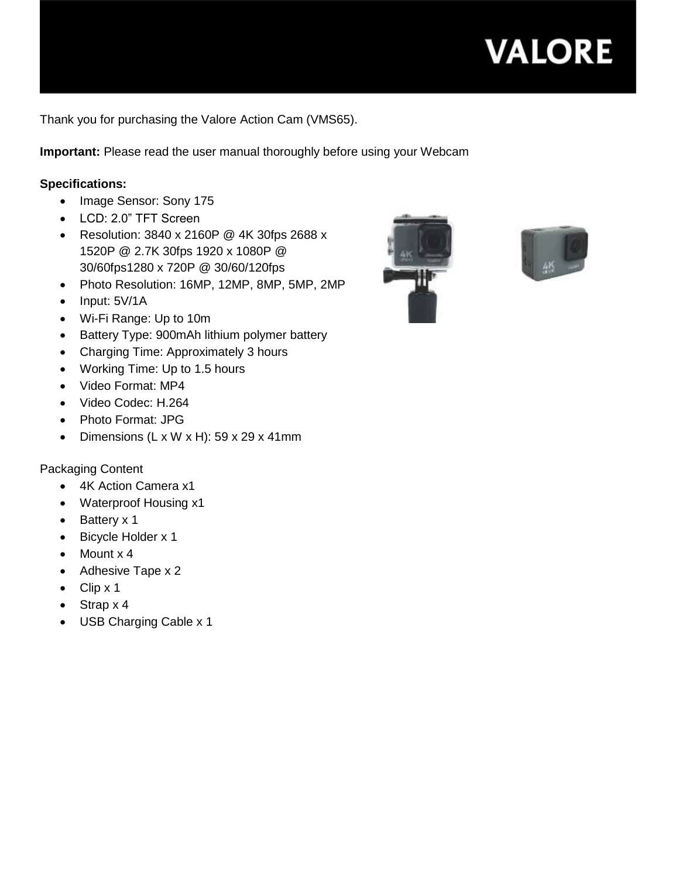# VALORE

Thank you for purchasing the Valore Action Cam (VMS65).

**Important:** Please read the user manual thoroughly before using your Webcam

**Specifications:**

- Image Sensor: Sony 175
- LCD: 2.0" TFT Screen
- Resolution: 3840 x 2160P @ 4K 30fps 2688 x 1520P @ 2.7K 30fps 1920 x 1080P @ 30/60fps1280 x 720P @ 30/60/120fps
- Photo Resolution: 16MP, 12MP, 8MP, 5MP, 2MP
- Input: 5V/1A
- Wi-Fi Range: Up to 10m
- Battery Type: 900mAh lithium polymer battery
- Charging Time: Approximately 3 hours
- Working Time: Up to 1.5 hours
- Video Format: MP4
- Video Codec: H.264
- Photo Format: JPG
- Dimensions (L x W x H): 59 x 29 x 41mm

Packaging Content

- 4K Action Camera x1
- Waterproof Housing x1
- Battery x 1
- Bicycle Holder x 1
- Mount x 4
- Adhesive Tape x 2
- Clip x 1
- Strap x 4
- USB Charging Cable x 1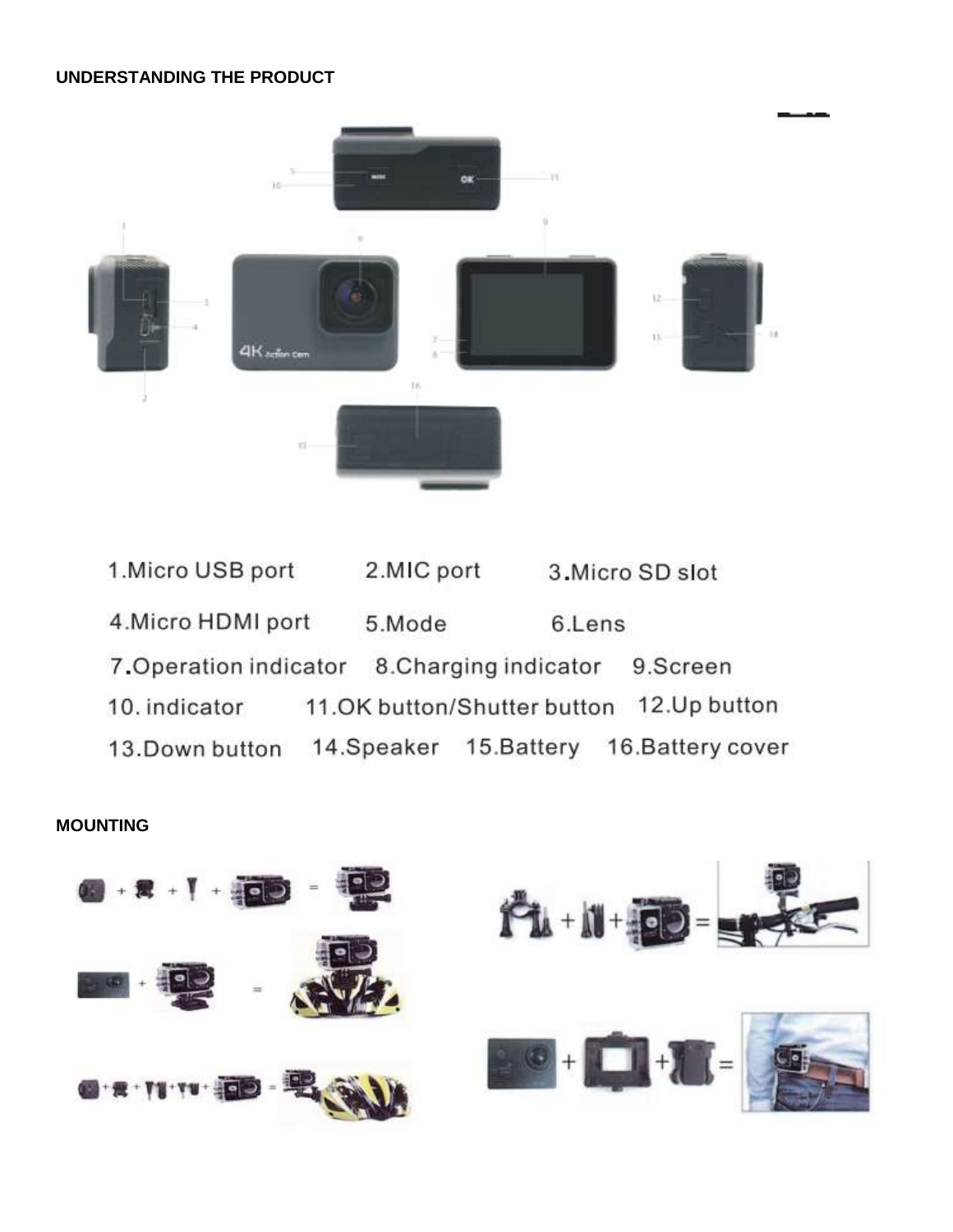## UNDERSTANDING THE PRODUCT

1.Micro USB port  2.MIC port  3.Micro SD slot

4.Micro HDMI port  5.Mode  6.Lens

7.Operation indicator  8.Charging indicator  9.Screen

10. indicator  11.OK button/Shutter button  12.Up button

13.Down button  14.Speaker  15.Battery  16.Battery cover

## MOUNTING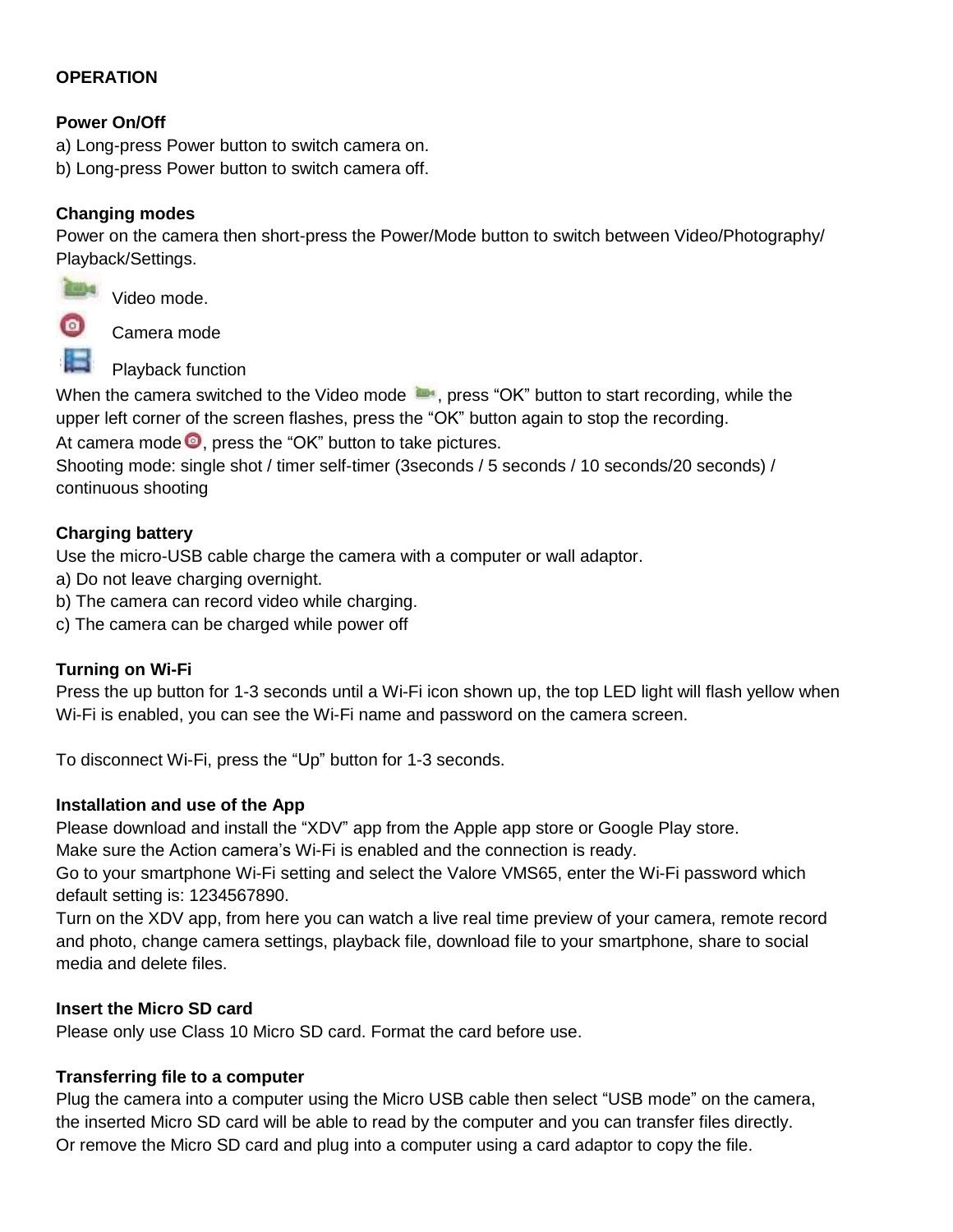## OPERATION

### Power On/Off

a) Long-press Power button to switch camera on.
b) Long-press Power button to switch camera off.

### Changing modes

Power on the camera then short-press the Power/Mode button to switch between Video/Photography/ Playback/Settings.

Video mode.

Camera mode

Playback function

When the camera switched to the Video mode, press “OK” button to start recording, while the upper left corner of the screen flashes, press the “OK” button again to stop the recording.
At camera mode, press the “OK” button to take pictures.
Shooting mode: single shot / timer self-timer (3seconds / 5 seconds / 10 seconds/20 seconds) / continuous shooting

### Charging battery

Use the micro-USB cable charge the camera with a computer or wall adaptor.
a) Do not leave charging overnight.
b) The camera can record video while charging.
c) The camera can be charged while power off

### Turning on Wi-Fi

Press the up button for 1-3 seconds until a Wi-Fi icon shown up, the top LED light will flash yellow when Wi-Fi is enabled, you can see the Wi-Fi name and password on the camera screen.

To disconnect Wi-Fi, press the “Up” button for 1-3 seconds.

### Installation and use of the App

Please download and install the “XDV” app from the Apple app store or Google Play store.
Make sure the Action camera’s Wi-Fi is enabled and the connection is ready.
Go to your smartphone Wi-Fi setting and select the Valore VMS65, enter the Wi-Fi password which default setting is: 1234567890.
Turn on the XDV app, from here you can watch a live real time preview of your camera, remote record and photo, change camera settings, playback file, download file to your smartphone, share to social media and delete files.

### Insert the Micro SD card

Please only use Class 10 Micro SD card. Format the card before use.

### Transferring file to a computer

Plug the camera into a computer using the Micro USB cable then select “USB mode” on the camera, the inserted Micro SD card will be able to read by the computer and you can transfer files directly.
Or remove the Micro SD card and plug into a computer using a card adaptor to copy the file.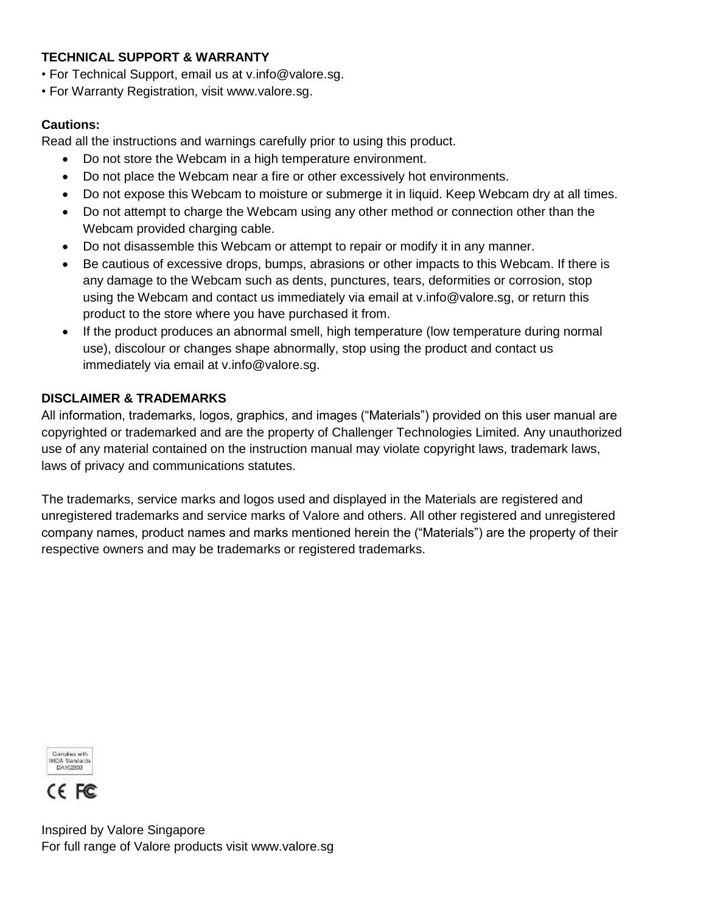**TECHNICAL SUPPORT & WARRANTY**

• For Technical Support, email us at v.info@valore.sg.
• For Warranty Registration, visit www.valore.sg.

**Cautions:**

Read all the instructions and warnings carefully prior to using this product.

- Do not store the Webcam in a high temperature environment.
- Do not place the Webcam near a fire or other excessively hot environments.
- Do not expose this Webcam to moisture or submerge it in liquid. Keep Webcam dry at all times.
- Do not attempt to charge the Webcam using any other method or connection other than the Webcam provided charging cable.
- Do not disassemble this Webcam or attempt to repair or modify it in any manner.
- Be cautious of excessive drops, bumps, abrasions or other impacts to this Webcam. If there is any damage to the Webcam such as dents, punctures, tears, deformities or corrosion, stop using the Webcam and contact us immediately via email at v.info@valore.sg, or return this product to the store where you have purchased it from.
- If the product produces an abnormal smell, high temperature (low temperature during normal use), discolour or changes shape abnormally, stop using the product and contact us immediately via email at v.info@valore.sg.

**DISCLAIMER & TRADEMARKS**

All information, trademarks, logos, graphics, and images ("Materials") provided on this user manual are copyrighted or trademarked and are the property of Challenger Technologies Limited. Any unauthorized use of any material contained on the instruction manual may violate copyright laws, trademark laws, laws of privacy and communications statutes.

The trademarks, service marks and logos used and displayed in the Materials are registered and unregistered trademarks and service marks of Valore and others. All other registered and unregistered company names, product names and marks mentioned herein the ("Materials") are the property of their respective owners and may be trademarks or registered trademarks.

Complies with IMDA Standards DA102803

CE FC

Inspired by Valore Singapore
For full range of Valore products visit www.valore.sg